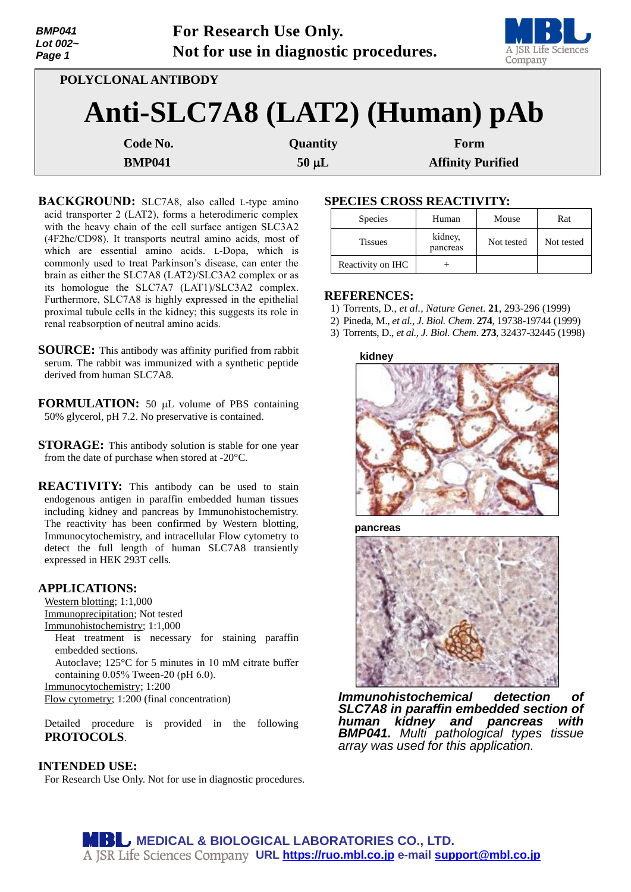For Research Use Only.
Not for use in diagnostic procedures.

POLYCLONAL ANTIBODY

# Anti-SLC7A8 (LAT2) (Human) pAb

| Code No. | Quantity | Form |
|---|---|---|
| BMP041 | 50 µL | Affinity Purified |

**BACKGROUND:** SLC7A8, also called L-type amino acid transporter 2 (LAT2), forms a heterodimeric complex with the heavy chain of the cell surface antigen SLC3A2 (4F2hc/CD98). It transports neutral amino acids, most of which are essential amino acids. L-Dopa, which is commonly used to treat Parkinson's disease, can enter the brain as either the SLC7A8 (LAT2)/SLC3A2 complex or as its homologue the SLC7A7 (LAT1)/SLC3A2 complex. Furthermore, SLC7A8 is highly expressed in the epithelial proximal tubule cells in the kidney; this suggests its role in renal reabsorption of neutral amino acids.

**SOURCE:** This antibody was affinity purified from rabbit serum. The rabbit was immunized with a synthetic peptide derived from human SLC7A8.

**FORMULATION:** 50 µL volume of PBS containing 50% glycerol, pH 7.2. No preservative is contained.

**STORAGE:** This antibody solution is stable for one year from the date of purchase when stored at -20°C.

**REACTIVITY:** This antibody can be used to stain endogenous antigen in paraffin embedded human tissues including kidney and pancreas by Immunohistochemistry. The reactivity has been confirmed by Western blotting, Immunocytochemistry, and intracellular Flow cytometry to detect the full length of human SLC7A8 transiently expressed in HEK 293T cells.

## APPLICATIONS:

Western blotting; 1:1,000
Immunoprecipitation; Not tested
Immunohistochemistry; 1:1,000
Heat treatment is necessary for staining paraffin embedded sections.
Autoclave; 125°C for 5 minutes in 10 mM citrate buffer containing 0.05% Tween-20 (pH 6.0).
Immunocytochemistry; 1:200
Flow cytometry; 1:200 (final concentration)

Detailed procedure is provided in the following **PROTOCOLS**.

## INTENDED USE:

For Research Use Only. Not for use in diagnostic procedures.

## SPECIES CROSS REACTIVITY:

| Species | Human | Mouse | Rat |
|---|---|---|---|
| Tissues | kidney, pancreas | Not tested | Not tested |
| Reactivity on IHC | + | | |

## REFERENCES:

1) Torrents, D., *et al., Nature Genet.* **21**, 293-296 (1999)
2) Pineda, M., *et al., J. Biol. Chem*. **274**, 19738-19744 (1999)
3) Torrents, D., *et al., J. Biol. Chem.* **273**, 32437-32445 (1998)

kidney

pancreas

***Immunohistochemical detection of SLC7A8 in paraffin embedded section of human kidney and pancreas with BMP041.*** *Multi pathological types tissue array was used for this application.*

MEDICAL & BIOLOGICAL LABORATORIES CO., LTD.
A JSR Life Sciences Company URL https://ruo.mbl.co.jp e-mail support@mbl.co.jp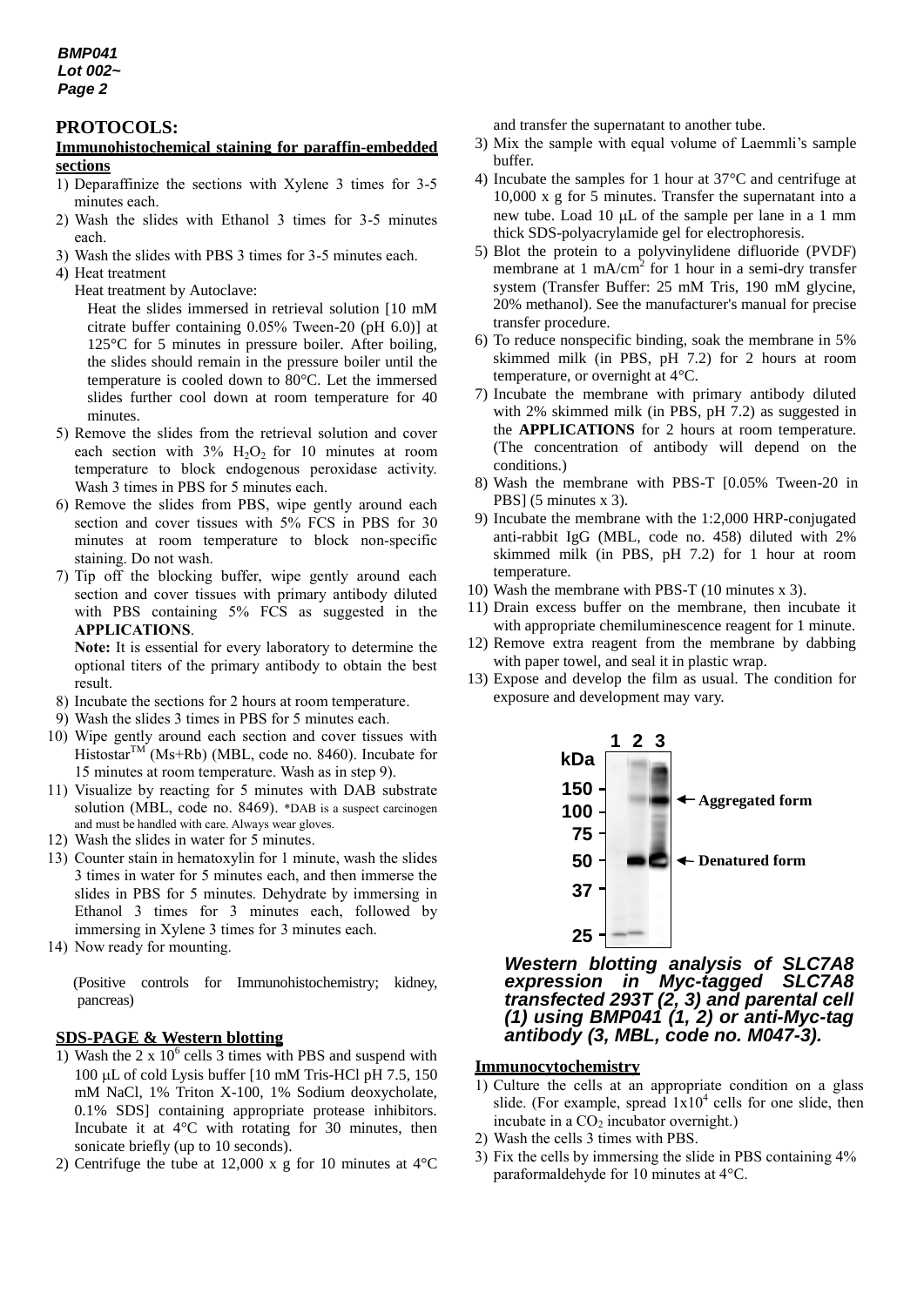## PROTOCOLS:

### Immunohistochemical staining for paraffin-embedded sections

1) Deparaffinize the sections with Xylene 3 times for 3-5 minutes each.
2) Wash the slides with Ethanol 3 times for 3-5 minutes each.
3) Wash the slides with PBS 3 times for 3-5 minutes each.
4) Heat treatment

   Heat treatment by Autoclave:

   Heat the slides immersed in retrieval solution [10 mM citrate buffer containing 0.05% Tween-20 (pH 6.0)] at 125°C for 5 minutes in pressure boiler. After boiling, the slides should remain in the pressure boiler until the temperature is cooled down to 80°C. Let the immersed slides further cool down at room temperature for 40 minutes.
5) Remove the slides from the retrieval solution and cover each section with 3% $H_2O_2$ for 10 minutes at room temperature to block endogenous peroxidase activity. Wash 3 times in PBS for 5 minutes each.
6) Remove the slides from PBS, wipe gently around each section and cover tissues with 5% FCS in PBS for 30 minutes at room temperature to block non-specific staining. Do not wash.
7) Tip off the blocking buffer, wipe gently around each section and cover tissues with primary antibody diluted with PBS containing 5% FCS as suggested in the **APPLICATIONS**.

   **Note:** It is essential for every laboratory to determine the optional titers of the primary antibody to obtain the best result.
8) Incubate the sections for 2 hours at room temperature.
9) Wash the slides 3 times in PBS for 5 minutes each.
10) Wipe gently around each section and cover tissues with Histostar™ (Ms+Rb) (MBL, code no. 8460). Incubate for 15 minutes at room temperature. Wash as in step 9).
11) Visualize by reacting for 5 minutes with DAB substrate solution (MBL, code no. 8469). *DAB is a suspect carcinogen and must be handled with care. Always wear gloves.
12) Wash the slides in water for 5 minutes.
13) Counter stain in hematoxylin for 1 minute, wash the slides 3 times in water for 5 minutes each, and then immerse the slides in PBS for 5 minutes. Dehydrate by immersing in Ethanol 3 times for 3 minutes each, followed by immersing in Xylene 3 times for 3 minutes each.
14) Now ready for mounting.

(Positive controls for Immunohistochemistry; kidney, pancreas)

### SDS-PAGE & Western blotting

1) Wash the $2 \times 10^6$ cells 3 times with PBS and suspend with 100 μL of cold Lysis buffer [10 mM Tris-HCl pH 7.5, 150 mM NaCl, 1% Triton X-100, 1% Sodium deoxycholate, 0.1% SDS] containing appropriate protease inhibitors. Incubate it at 4°C with rotating for 30 minutes, then sonicate briefly (up to 10 seconds).
2) Centrifuge the tube at 12,000 x g for 10 minutes at 4°C and transfer the supernatant to another tube.
3) Mix the sample with equal volume of Laemmli's sample buffer.
4) Incubate the samples for 1 hour at 37°C and centrifuge at 10,000 x g for 5 minutes. Transfer the supernatant into a new tube. Load 10 μL of the sample per lane in a 1 mm thick SDS-polyacrylamide gel for electrophoresis.
5) Blot the protein to a polyvinylidene difluoride (PVDF) membrane at 1 mA/$cm^2$ for 1 hour in a semi-dry transfer system (Transfer Buffer: 25 mM Tris, 190 mM glycine, 20% methanol). See the manufacturer's manual for precise transfer procedure.
6) To reduce nonspecific binding, soak the membrane in 5% skimmed milk (in PBS, pH 7.2) for 2 hours at room temperature, or overnight at 4°C.
7) Incubate the membrane with primary antibody diluted with 2% skimmed milk (in PBS, pH 7.2) as suggested in the **APPLICATIONS** for 2 hours at room temperature. (The concentration of antibody will depend on the conditions.)
8) Wash the membrane with PBS-T [0.05% Tween-20 in PBS] (5 minutes x 3).
9) Incubate the membrane with the 1:2,000 HRP-conjugated anti-rabbit IgG (MBL, code no. 458) diluted with 2% skimmed milk (in PBS, pH 7.2) for 1 hour at room temperature.
10) Wash the membrane with PBS-T (10 minutes x 3).
11) Drain excess buffer on the membrane, then incubate it with appropriate chemiluminescence reagent for 1 minute.
12) Remove extra reagent from the membrane by dabbing with paper towel, and seal it in plastic wrap.
13) Expose and develop the film as usual. The condition for exposure and development may vary.

***Western blotting analysis of SLC7A8 expression in Myc-tagged SLC7A8 transfected 293T (2, 3) and parental cell (1) using BMP041 (1, 2) or anti-Myc-tag antibody (3, MBL, code no. M047-3).***

### Immunocytochemistry

1) Culture the cells at an appropriate condition on a glass slide. (For example, spread $1 \times 10^4$ cells for one slide, then incubate in a $CO_2$ incubator overnight.)
2) Wash the cells 3 times with PBS.
3) Fix the cells by immersing the slide in PBS containing 4% paraformaldehyde for 10 minutes at 4°C.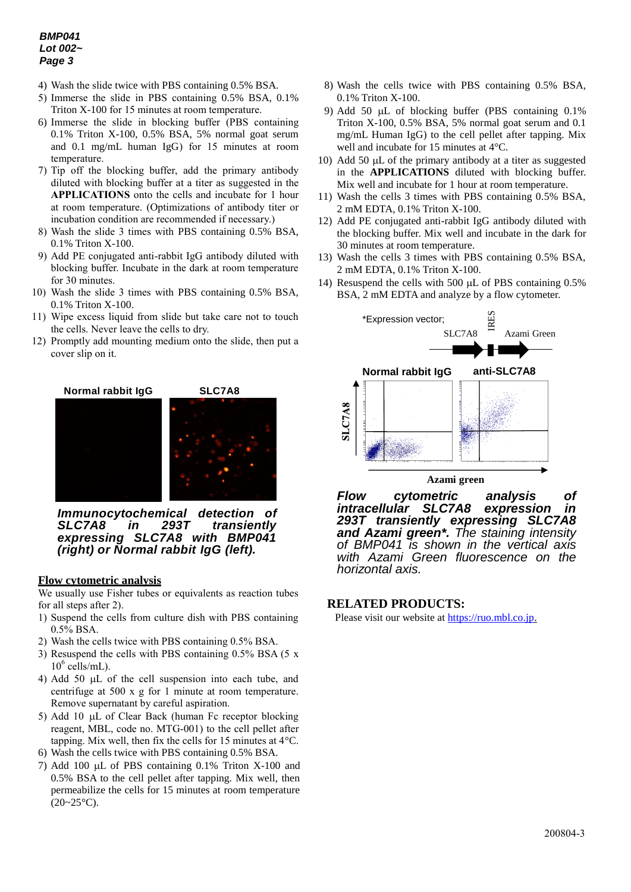4) Wash the slide twice with PBS containing 0.5% BSA.
5) Immerse the slide in PBS containing 0.5% BSA, 0.1% Triton X-100 for 15 minutes at room temperature.
6) Immerse the slide in blocking buffer (PBS containing 0.1% Triton X-100, 0.5% BSA, 5% normal goat serum and 0.1 mg/mL human IgG) for 15 minutes at room temperature.
7) Tip off the blocking buffer, add the primary antibody diluted with blocking buffer at a titer as suggested in the **APPLICATIONS** onto the cells and incubate for 1 hour at room temperature. (Optimizations of antibody titer or incubation condition are recommended if necessary.)
8) Wash the slide 3 times with PBS containing 0.5% BSA, 0.1% Triton X-100.
9) Add PE conjugated anti-rabbit IgG antibody diluted with blocking buffer. Incubate in the dark at room temperature for 30 minutes.
10) Wash the slide 3 times with PBS containing 0.5% BSA, 0.1% Triton X-100.
11) Wipe excess liquid from slide but take care not to touch the cells. Never leave the cells to dry.
12) Promptly add mounting medium onto the slide, then put a cover slip on it.

Normal rabbit IgG

SLC7A8

***Immunocytochemical detection of SLC7A8 in 293T transiently expressing SLC7A8 with BMP041 (right) or Normal rabbit IgG (left).***

## Flow cytometric analysis

We usually use Fisher tubes or equivalents as reaction tubes for all steps after 2).

1) Suspend the cells from culture dish with PBS containing 0.5% BSA.
2) Wash the cells twice with PBS containing 0.5% BSA.
3) Resuspend the cells with PBS containing 0.5% BSA (5 x $10^6$ cells/mL).
4) Add 50 µL of the cell suspension into each tube, and centrifuge at 500 x g for 1 minute at room temperature. Remove supernatant by careful aspiration.
5) Add 10 µL of Clear Back (human Fc receptor blocking reagent, MBL, code no. MTG-001) to the cell pellet after tapping. Mix well, then fix the cells for 15 minutes at 4°C.
6) Wash the cells twice with PBS containing 0.5% BSA.
7) Add 100 µL of PBS containing 0.1% Triton X-100 and 0.5% BSA to the cell pellet after tapping. Mix well, then permeabilize the cells for 15 minutes at room temperature (20~25°C).
8) Wash the cells twice with PBS containing 0.5% BSA, 0.1% Triton X-100.
9) Add 50 µL of blocking buffer (PBS containing 0.1% Triton X-100, 0.5% BSA, 5% normal goat serum and 0.1 mg/mL Human IgG) to the cell pellet after tapping. Mix well and incubate for 15 minutes at 4°C.
10) Add 50 µL of the primary antibody at a titer as suggested in the **APPLICATIONS** diluted with blocking buffer. Mix well and incubate for 1 hour at room temperature.
11) Wash the cells 3 times with PBS containing 0.5% BSA, 2 mM EDTA, 0.1% Triton X-100.
12) Add PE conjugated anti-rabbit IgG antibody diluted with the blocking buffer. Mix well and incubate in the dark for 30 minutes at room temperature.
13) Wash the cells 3 times with PBS containing 0.5% BSA, 2 mM EDTA, 0.1% Triton X-100.
14) Resuspend the cells with 500 µL of PBS containing 0.5% BSA, 2 mM EDTA and analyze by a flow cytometer.

*Expression vector;

SLC7A8 IRES Azami Green

Normal rabbit IgG

anti-SLC7A8

SLC7A8

Azami green

***Flow cytometric analysis of intracellular SLC7A8 expression in 293T transiently expressing SLC7A8 and Azami green\*.*** *The staining intensity of BMP041 is shown in the vertical axis with Azami Green fluorescence on the horizontal axis.*

## RELATED PRODUCTS:

Please visit our website at https://ruo.mbl.co.jp.

200804-3